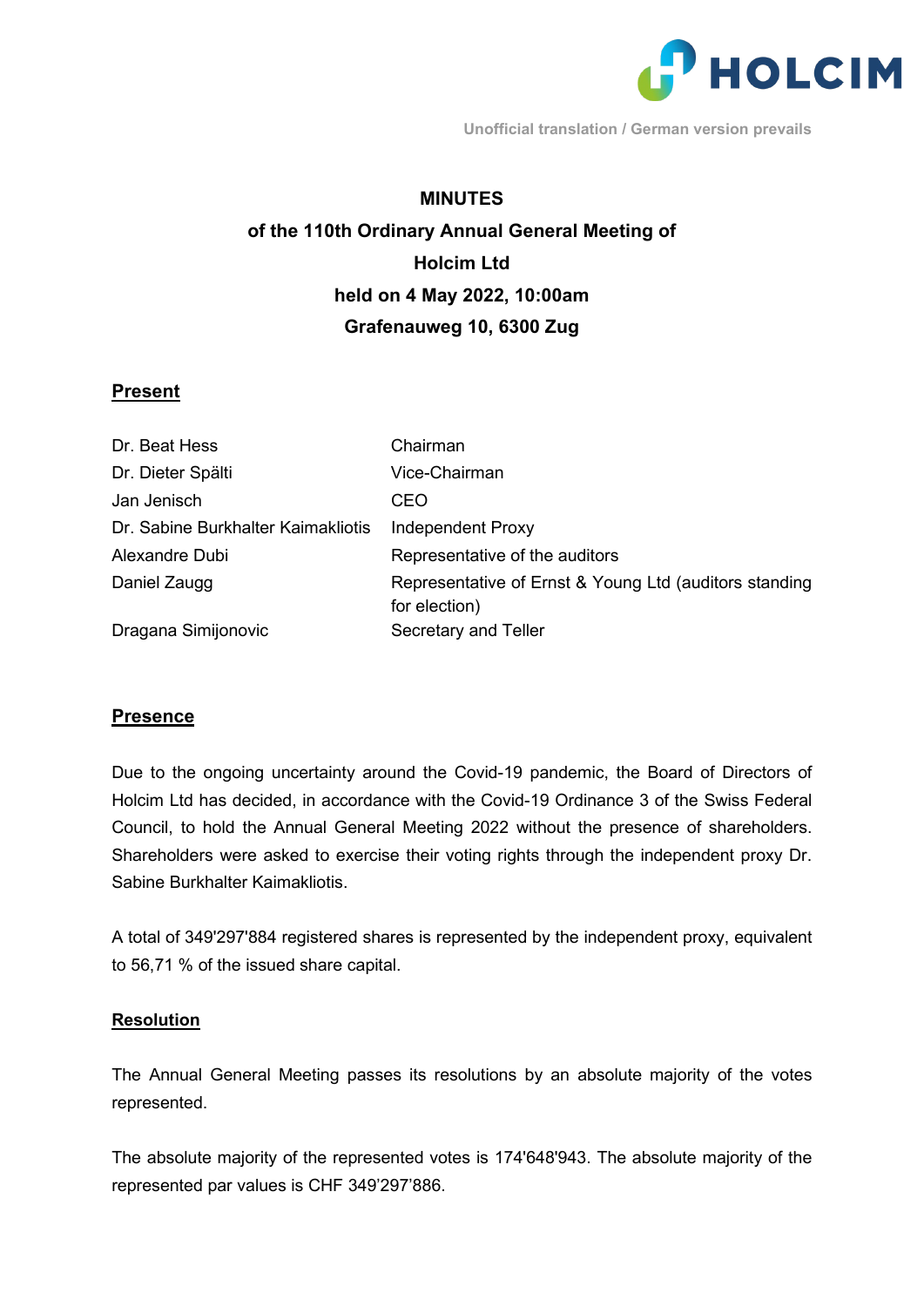Unofficial translation / German version prevails

# MINUTES
## of the 110th Ordinary Annual General Meeting of Holcim Ltd
## held on 4 May 2022, 10:00am
## Grafenauweg 10, 6300 Zug

**<u>Present</u>**

| | |
|---|---|
| Dr. Beat Hess | Chairman |
| Dr. Dieter Spälti | Vice-Chairman |
| Jan Jenisch | CEO |
| Dr. Sabine Burkhalter Kaimakliotis | Independent Proxy |
| Alexandre Dubi | Representative of the auditors |
| Daniel Zaugg | Representative of Ernst & Young Ltd (auditors standing for election) |
| Dragana Simijonovic | Secretary and Teller |

**<u>Presence</u>**

Due to the ongoing uncertainty around the Covid-19 pandemic, the Board of Directors of Holcim Ltd has decided, in accordance with the Covid-19 Ordinance 3 of the Swiss Federal Council, to hold the Annual General Meeting 2022 without the presence of shareholders. Shareholders were asked to exercise their voting rights through the independent proxy Dr. Sabine Burkhalter Kaimakliotis.

A total of 349'297'884 registered shares is represented by the independent proxy, equivalent to 56,71 % of the issued share capital.

**<u>Resolution</u>**

The Annual General Meeting passes its resolutions by an absolute majority of the votes represented.

The absolute majority of the represented votes is 174'648'943. The absolute majority of the represented par values is CHF 349'297'886.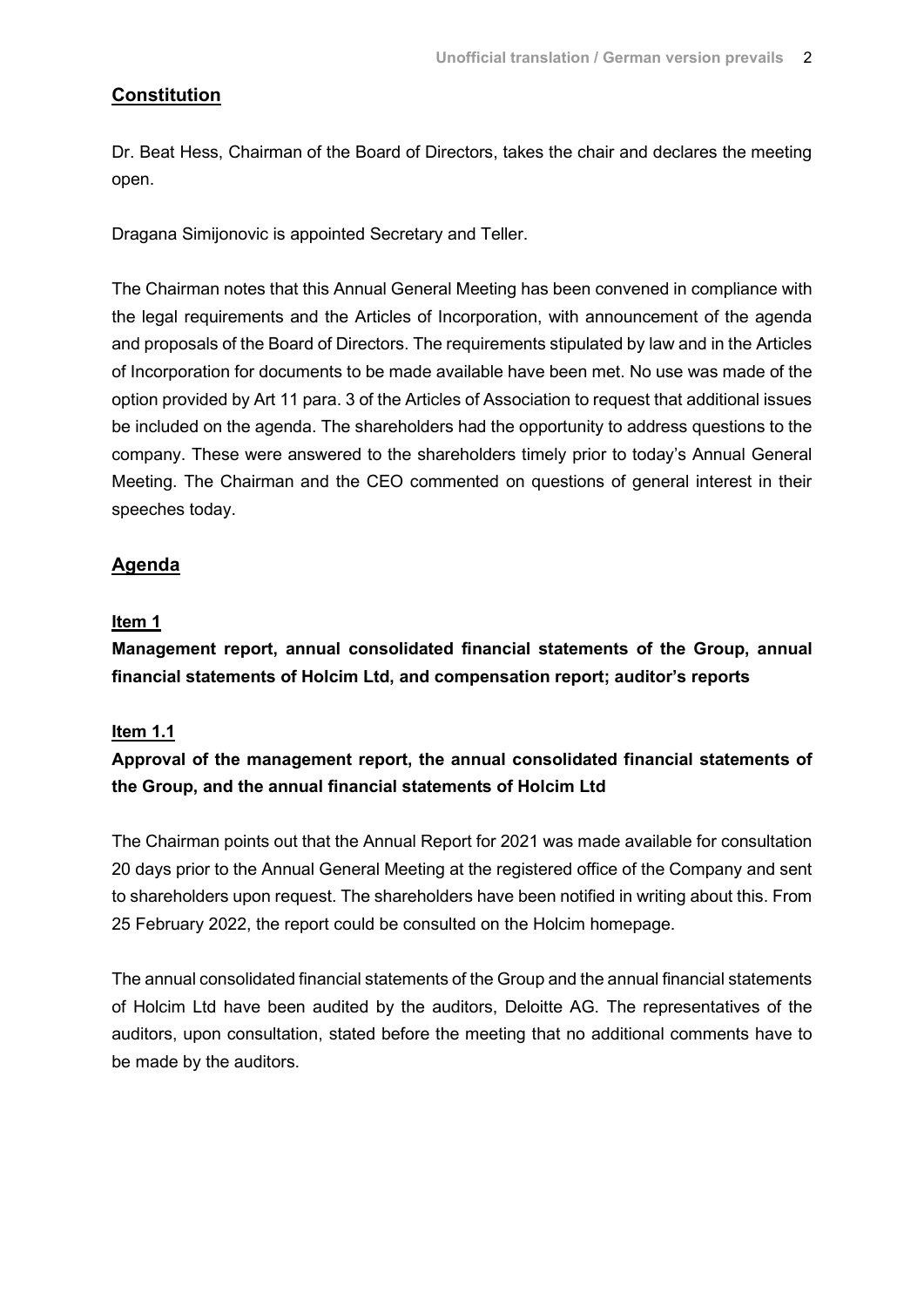## Constitution

Dr. Beat Hess, Chairman of the Board of Directors, takes the chair and declares the meeting open.

Dragana Simijonovic is appointed Secretary and Teller.

The Chairman notes that this Annual General Meeting has been convened in compliance with the legal requirements and the Articles of Incorporation, with announcement of the agenda and proposals of the Board of Directors. The requirements stipulated by law and in the Articles of Incorporation for documents to be made available have been met. No use was made of the option provided by Art 11 para. 3 of the Articles of Association to request that additional issues be included on the agenda. The shareholders had the opportunity to address questions to the company. These were answered to the shareholders timely prior to today's Annual General Meeting. The Chairman and the CEO commented on questions of general interest in their speeches today.

## Agenda

### Item 1

**Management report, annual consolidated financial statements of the Group, annual financial statements of Holcim Ltd, and compensation report; auditor's reports**

### Item 1.1

**Approval of the management report, the annual consolidated financial statements of the Group, and the annual financial statements of Holcim Ltd**

The Chairman points out that the Annual Report for 2021 was made available for consultation 20 days prior to the Annual General Meeting at the registered office of the Company and sent to shareholders upon request. The shareholders have been notified in writing about this. From 25 February 2022, the report could be consulted on the Holcim homepage.

The annual consolidated financial statements of the Group and the annual financial statements of Holcim Ltd have been audited by the auditors, Deloitte AG. The representatives of the auditors, upon consultation, stated before the meeting that no additional comments have to be made by the auditors.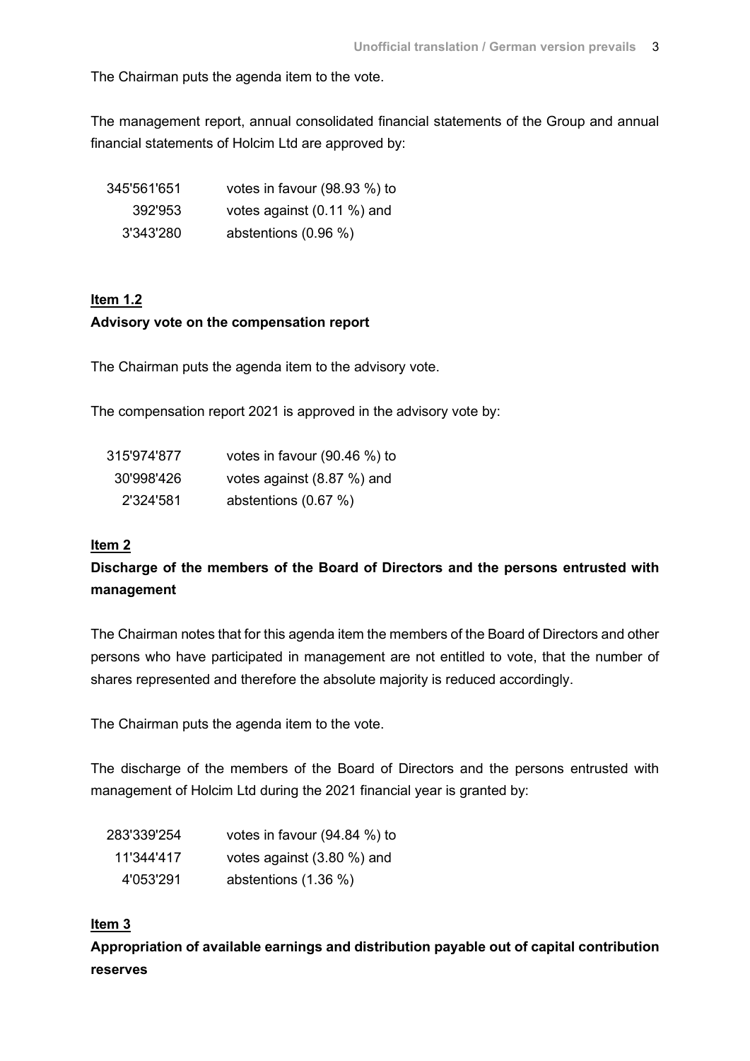The Chairman puts the agenda item to the vote.

The management report, annual consolidated financial statements of the Group and annual financial statements of Holcim Ltd are approved by:

| | |
|---|---|
| 345'561'651 | votes in favour (98.93 %) to |
| 392'953 | votes against (0.11 %) and |
| 3'343'280 | abstentions (0.96 %) |

**Item 1.2**

**Advisory vote on the compensation report**

The Chairman puts the agenda item to the advisory vote.

The compensation report 2021 is approved in the advisory vote by:

| | |
|---|---|
| 315'974'877 | votes in favour (90.46 %) to |
| 30'998'426 | votes against (8.87 %) and |
| 2'324'581 | abstentions (0.67 %) |

**Item 2**

**Discharge of the members of the Board of Directors and the persons entrusted with management**

The Chairman notes that for this agenda item the members of the Board of Directors and other persons who have participated in management are not entitled to vote, that the number of shares represented and therefore the absolute majority is reduced accordingly.

The Chairman puts the agenda item to the vote.

The discharge of the members of the Board of Directors and the persons entrusted with management of Holcim Ltd during the 2021 financial year is granted by:

| | |
|---|---|
| 283'339'254 | votes in favour (94.84 %) to |
| 11'344'417 | votes against (3.80 %) and |
| 4'053'291 | abstentions (1.36 %) |

**Item 3**

**Appropriation of available earnings and distribution payable out of capital contribution reserves**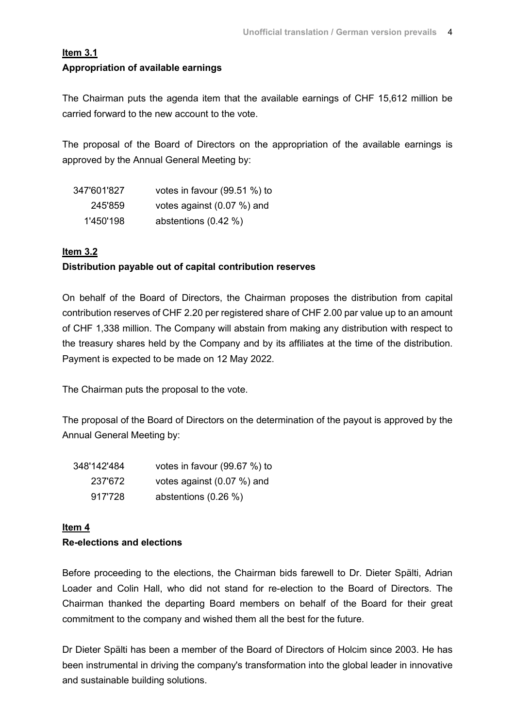**Item 3.1**

**Appropriation of available earnings**

The Chairman puts the agenda item that the available earnings of CHF 15,612 million be carried forward to the new account to the vote.

The proposal of the Board of Directors on the appropriation of the available earnings is approved by the Annual General Meeting by:

| | |
|---|---|
| 347'601'827 | votes in favour (99.51 %) to |
| 245'859 | votes against (0.07 %) and |
| 1'450'198 | abstentions (0.42 %) |

**Item 3.2**

**Distribution payable out of capital contribution reserves**

On behalf of the Board of Directors, the Chairman proposes the distribution from capital contribution reserves of CHF 2.20 per registered share of CHF 2.00 par value up to an amount of CHF 1,338 million. The Company will abstain from making any distribution with respect to the treasury shares held by the Company and by its affiliates at the time of the distribution. Payment is expected to be made on 12 May 2022.

The Chairman puts the proposal to the vote.

The proposal of the Board of Directors on the determination of the payout is approved by the Annual General Meeting by:

| | |
|---|---|
| 348'142'484 | votes in favour (99.67 %) to |
| 237'672 | votes against (0.07 %) and |
| 917'728 | abstentions (0.26 %) |

**Item 4**

**Re-elections and elections**

Before proceeding to the elections, the Chairman bids farewell to Dr. Dieter Spälti, Adrian Loader and Colin Hall, who did not stand for re-election to the Board of Directors. The Chairman thanked the departing Board members on behalf of the Board for their great commitment to the company and wished them all the best for the future.

Dr Dieter Spälti has been a member of the Board of Directors of Holcim since 2003. He has been instrumental in driving the company's transformation into the global leader in innovative and sustainable building solutions.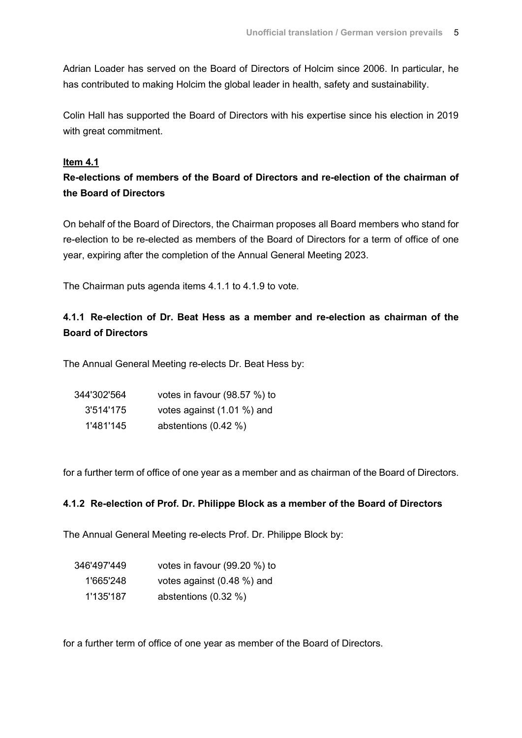Adrian Loader has served on the Board of Directors of Holcim since 2006. In particular, he has contributed to making Holcim the global leader in health, safety and sustainability.

Colin Hall has supported the Board of Directors with his expertise since his election in 2019 with great commitment.

**Item 4.1**

**Re-elections of members of the Board of Directors and re-election of the chairman of the Board of Directors**

On behalf of the Board of Directors, the Chairman proposes all Board members who stand for re-election to be re-elected as members of the Board of Directors for a term of office of one year, expiring after the completion of the Annual General Meeting 2023.

The Chairman puts agenda items 4.1.1 to 4.1.9 to vote.

**4.1.1 Re-election of Dr. Beat Hess as a member and re-election as chairman of the Board of Directors**

The Annual General Meeting re-elects Dr. Beat Hess by:

| | |
|---|---|
| 344'302'564 | votes in favour (98.57 %) to |
| 3'514'175 | votes against (1.01 %) and |
| 1'481'145 | abstentions (0.42 %) |

for a further term of office of one year as a member and as chairman of the Board of Directors.

**4.1.2 Re-election of Prof. Dr. Philippe Block as a member of the Board of Directors**

The Annual General Meeting re-elects Prof. Dr. Philippe Block by:

| | |
|---|---|
| 346'497'449 | votes in favour (99.20 %) to |
| 1'665'248 | votes against (0.48 %) and |
| 1'135'187 | abstentions (0.32 %) |

for a further term of office of one year as member of the Board of Directors.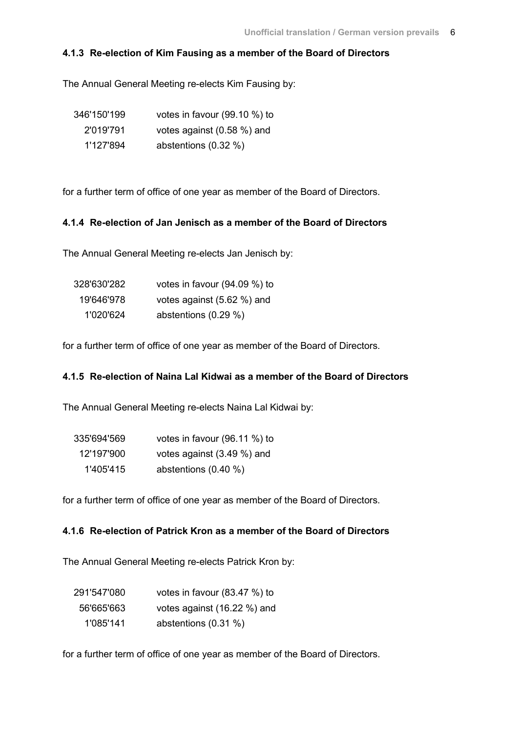#### 4.1.3 Re-election of Kim Fausing as a member of the Board of Directors

The Annual General Meeting re-elects Kim Fausing by:

| | |
|---|---|
| 346'150'199 | votes in favour (99.10 %) to |
| 2'019'791 | votes against (0.58 %) and |
| 1'127'894 | abstentions (0.32 %) |

for a further term of office of one year as member of the Board of Directors.

#### 4.1.4 Re-election of Jan Jenisch as a member of the Board of Directors

The Annual General Meeting re-elects Jan Jenisch by:

| | |
|---|---|
| 328'630'282 | votes in favour (94.09 %) to |
| 19'646'978 | votes against (5.62 %) and |
| 1'020'624 | abstentions (0.29 %) |

for a further term of office of one year as member of the Board of Directors.

#### 4.1.5 Re-election of Naina Lal Kidwai as a member of the Board of Directors

The Annual General Meeting re-elects Naina Lal Kidwai by:

| | |
|---|---|
| 335'694'569 | votes in favour (96.11 %) to |
| 12'197'900 | votes against (3.49 %) and |
| 1'405'415 | abstentions (0.40 %) |

for a further term of office of one year as member of the Board of Directors.

#### 4.1.6 Re-election of Patrick Kron as a member of the Board of Directors

The Annual General Meeting re-elects Patrick Kron by:

| | |
|---|---|
| 291'547'080 | votes in favour (83.47 %) to |
| 56'665'663 | votes against (16.22 %) and |
| 1'085'141 | abstentions (0.31 %) |

for a further term of office of one year as member of the Board of Directors.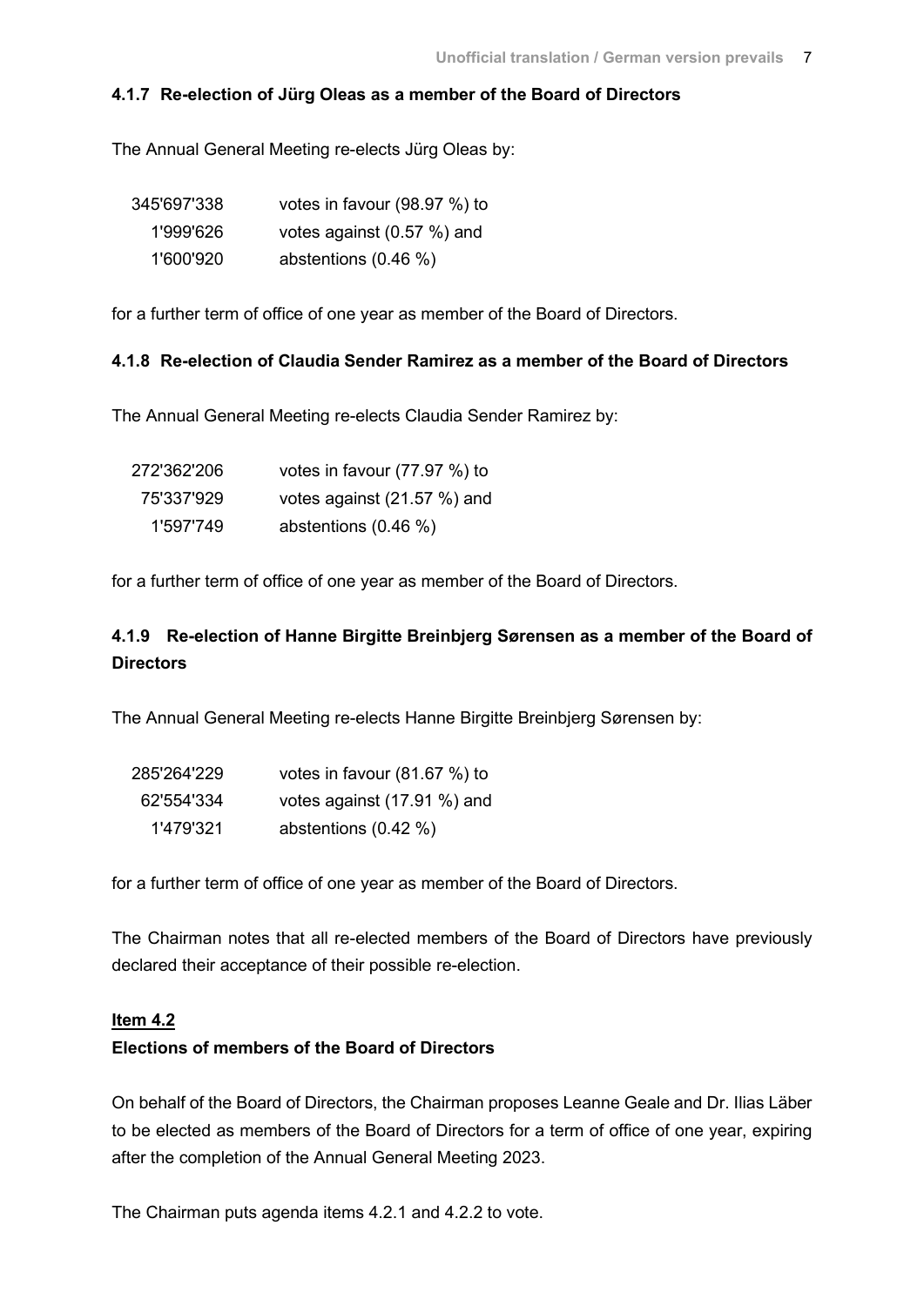#### 4.1.7 Re-election of Jürg Oleas as a member of the Board of Directors

The Annual General Meeting re-elects Jürg Oleas by:

| | |
|---|---|
| 345'697'338 | votes in favour (98.97 %) to |
| 1'999'626 | votes against (0.57 %) and |
| 1'600'920 | abstentions (0.46 %) |

for a further term of office of one year as member of the Board of Directors.

#### 4.1.8 Re-election of Claudia Sender Ramirez as a member of the Board of Directors

The Annual General Meeting re-elects Claudia Sender Ramirez by:

| | |
|---|---|
| 272'362'206 | votes in favour (77.97 %) to |
| 75'337'929 | votes against (21.57 %) and |
| 1'597'749 | abstentions (0.46 %) |

for a further term of office of one year as member of the Board of Directors.

#### 4.1.9 Re-election of Hanne Birgitte Breinbjerg Sørensen as a member of the Board of Directors

The Annual General Meeting re-elects Hanne Birgitte Breinbjerg Sørensen by:

| | |
|---|---|
| 285'264'229 | votes in favour (81.67 %) to |
| 62'554'334 | votes against (17.91 %) and |
| 1'479'321 | abstentions (0.42 %) |

for a further term of office of one year as member of the Board of Directors.

The Chairman notes that all re-elected members of the Board of Directors have previously declared their acceptance of their possible re-election.

### Item 4.2

**Elections of members of the Board of Directors**

On behalf of the Board of Directors, the Chairman proposes Leanne Geale and Dr. Ilias Läber to be elected as members of the Board of Directors for a term of office of one year, expiring after the completion of the Annual General Meeting 2023.

The Chairman puts agenda items 4.2.1 and 4.2.2 to vote.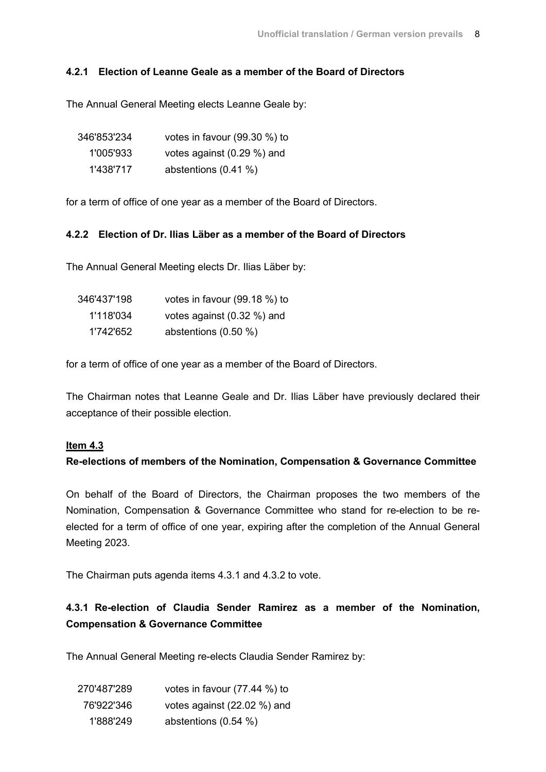### 4.2.1 Election of Leanne Geale as a member of the Board of Directors

The Annual General Meeting elects Leanne Geale by:

| | |
|---|---|
| 346'853'234 | votes in favour (99.30 %) to |
| 1'005'933 | votes against (0.29 %) and |
| 1'438'717 | abstentions (0.41 %) |

for a term of office of one year as a member of the Board of Directors.

### 4.2.2 Election of Dr. Ilias Läber as a member of the Board of Directors

The Annual General Meeting elects Dr. Ilias Läber by:

| | |
|---|---|
| 346'437'198 | votes in favour (99.18 %) to |
| 1'118'034 | votes against (0.32 %) and |
| 1'742'652 | abstentions (0.50 %) |

for a term of office of one year as a member of the Board of Directors.

The Chairman notes that Leanne Geale and Dr. Ilias Läber have previously declared their acceptance of their possible election.

**Item 4.3**

**Re-elections of members of the Nomination, Compensation & Governance Committee**

On behalf of the Board of Directors, the Chairman proposes the two members of the Nomination, Compensation & Governance Committee who stand for re-election to be re-elected for a term of office of one year, expiring after the completion of the Annual General Meeting 2023.

The Chairman puts agenda items 4.3.1 and 4.3.2 to vote.

### 4.3.1 Re-election of Claudia Sender Ramirez as a member of the Nomination, Compensation & Governance Committee

The Annual General Meeting re-elects Claudia Sender Ramirez by:

| | |
|---|---|
| 270'487'289 | votes in favour (77.44 %) to |
| 76'922'346 | votes against (22.02 %) and |
| 1'888'249 | abstentions (0.54 %) |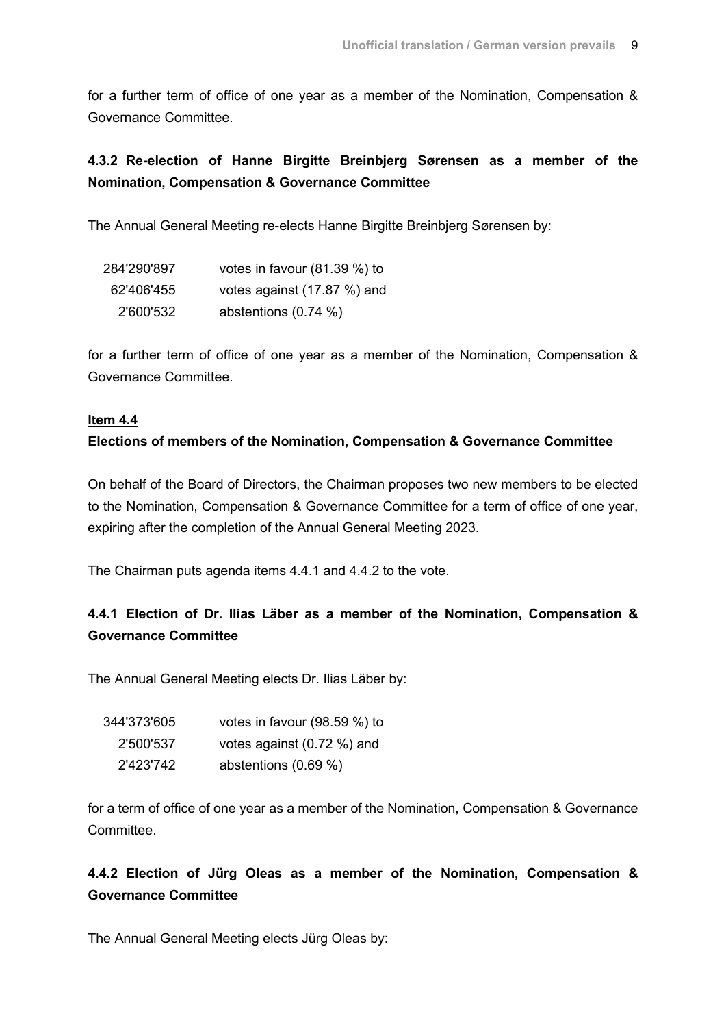for a further term of office of one year as a member of the Nomination, Compensation & Governance Committee.

### 4.3.2 Re-election of Hanne Birgitte Breinbjerg Sørensen as a member of the Nomination, Compensation & Governance Committee

The Annual General Meeting re-elects Hanne Birgitte Breinbjerg Sørensen by:

| | |
|---|---|
| 284'290'897 | votes in favour (81.39 %) to |
| 62'406'455 | votes against (17.87 %) and |
| 2'600'532 | abstentions (0.74 %) |

for a further term of office of one year as a member of the Nomination, Compensation & Governance Committee.

**Item 4.4**

**Elections of members of the Nomination, Compensation & Governance Committee**

On behalf of the Board of Directors, the Chairman proposes two new members to be elected to the Nomination, Compensation & Governance Committee for a term of office of one year, expiring after the completion of the Annual General Meeting 2023.

The Chairman puts agenda items 4.4.1 and 4.4.2 to the vote.

### 4.4.1 Election of Dr. Ilias Läber as a member of the Nomination, Compensation & Governance Committee

The Annual General Meeting elects Dr. Ilias Läber by:

| | |
|---|---|
| 344'373'605 | votes in favour (98.59 %) to |
| 2'500'537 | votes against (0.72 %) and |
| 2'423'742 | abstentions (0.69 %) |

for a term of office of one year as a member of the Nomination, Compensation & Governance Committee.

### 4.4.2 Election of Jürg Oleas as a member of the Nomination, Compensation & Governance Committee

The Annual General Meeting elects Jürg Oleas by: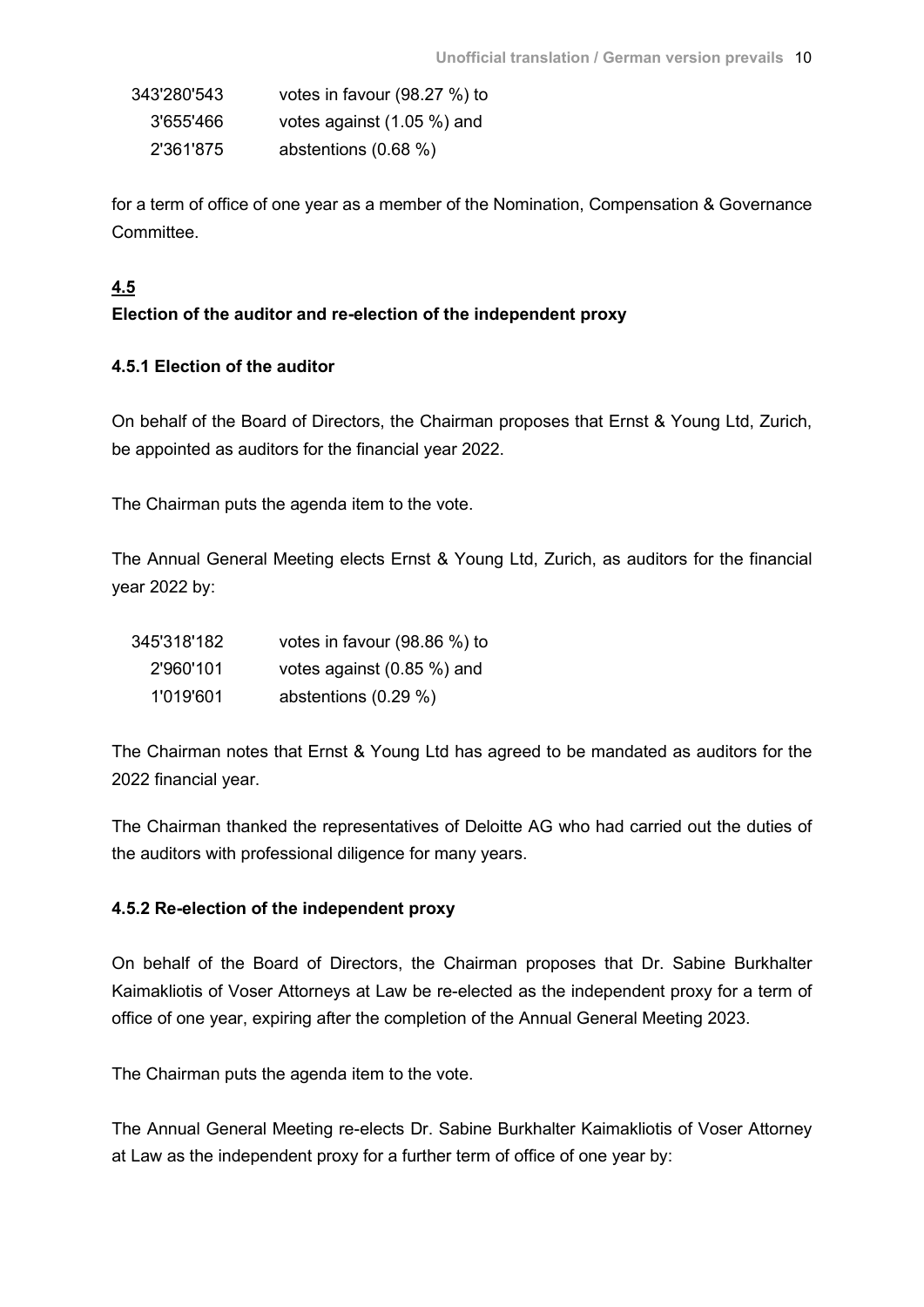| | |
|---|---|
| 343'280'543 | votes in favour (98.27 %) to |
| 3'655'466 | votes against (1.05 %) and |
| 2'361'875 | abstentions (0.68 %) |

for a term of office of one year as a member of the Nomination, Compensation & Governance Committee.

## 4.5

## Election of the auditor and re-election of the independent proxy

### 4.5.1 Election of the auditor

On behalf of the Board of Directors, the Chairman proposes that Ernst & Young Ltd, Zurich, be appointed as auditors for the financial year 2022.

The Chairman puts the agenda item to the vote.

The Annual General Meeting elects Ernst & Young Ltd, Zurich, as auditors for the financial year 2022 by:

| | |
|---|---|
| 345'318'182 | votes in favour (98.86 %) to |
| 2'960'101 | votes against (0.85 %) and |
| 1'019'601 | abstentions (0.29 %) |

The Chairman notes that Ernst & Young Ltd has agreed to be mandated as auditors for the 2022 financial year.

The Chairman thanked the representatives of Deloitte AG who had carried out the duties of the auditors with professional diligence for many years.

### 4.5.2 Re-election of the independent proxy

On behalf of the Board of Directors, the Chairman proposes that Dr. Sabine Burkhalter Kaimakliotis of Voser Attorneys at Law be re-elected as the independent proxy for a term of office of one year, expiring after the completion of the Annual General Meeting 2023.

The Chairman puts the agenda item to the vote.

The Annual General Meeting re-elects Dr. Sabine Burkhalter Kaimakliotis of Voser Attorney at Law as the independent proxy for a further term of office of one year by: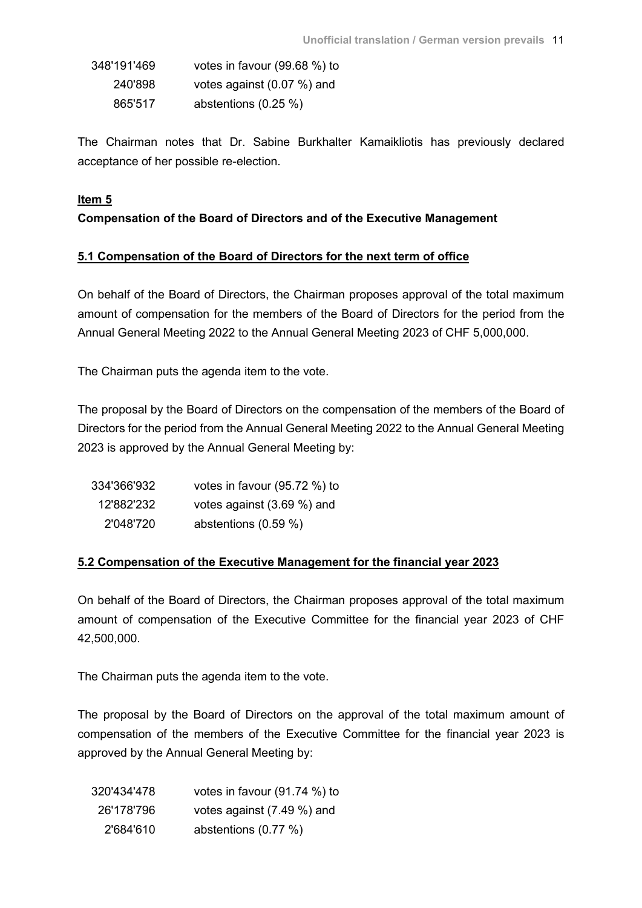| | |
|---|---|
| 348'191'469 | votes in favour (99.68 %) to |
| 240'898 | votes against (0.07 %) and |
| 865'517 | abstentions (0.25 %) |

The Chairman notes that Dr. Sabine Burkhalter Kamaikliotis has previously declared acceptance of her possible re-election.

**Item 5**

**Compensation of the Board of Directors and of the Executive Management**

**5.1 Compensation of the Board of Directors for the next term of office**

On behalf of the Board of Directors, the Chairman proposes approval of the total maximum amount of compensation for the members of the Board of Directors for the period from the Annual General Meeting 2022 to the Annual General Meeting 2023 of CHF 5,000,000.

The Chairman puts the agenda item to the vote.

The proposal by the Board of Directors on the compensation of the members of the Board of Directors for the period from the Annual General Meeting 2022 to the Annual General Meeting 2023 is approved by the Annual General Meeting by:

| | |
|---|---|
| 334'366'932 | votes in favour (95.72 %) to |
| 12'882'232 | votes against (3.69 %) and |
| 2'048'720 | abstentions (0.59 %) |

**5.2 Compensation of the Executive Management for the financial year 2023**

On behalf of the Board of Directors, the Chairman proposes approval of the total maximum amount of compensation of the Executive Committee for the financial year 2023 of CHF 42,500,000.

The Chairman puts the agenda item to the vote.

The proposal by the Board of Directors on the approval of the total maximum amount of compensation of the members of the Executive Committee for the financial year 2023 is approved by the Annual General Meeting by:

| | |
|---|---|
| 320'434'478 | votes in favour (91.74 %) to |
| 26'178'796 | votes against (7.49 %) and |
| 2'684'610 | abstentions (0.77 %) |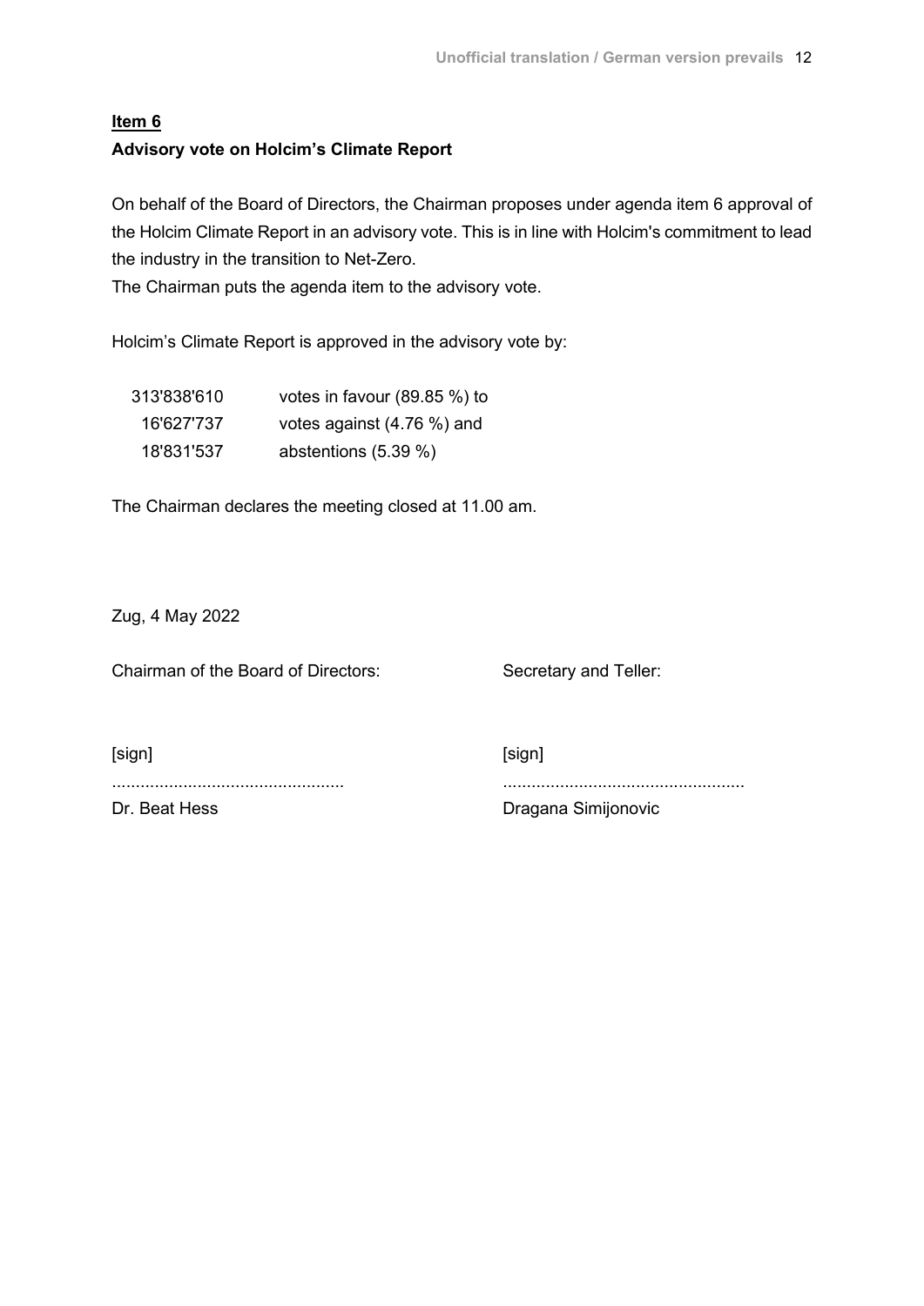**Item 6**

**Advisory vote on Holcim's Climate Report**

On behalf of the Board of Directors, the Chairman proposes under agenda item 6 approval of the Holcim Climate Report in an advisory vote. This is in line with Holcim's commitment to lead the industry in the transition to Net-Zero.
The Chairman puts the agenda item to the advisory vote.

Holcim's Climate Report is approved in the advisory vote by:

| | |
|---|---|
| 313'838'610 | votes in favour (89.85 %) to |
| 16'627'737 | votes against (4.76 %) and |
| 18'831'537 | abstentions (5.39 %) |

The Chairman declares the meeting closed at 11.00 am.

Zug, 4 May 2022

| Chairman of the Board of Directors: | Secretary and Teller: |
|---|---|
| [sign] | [sign] |
| ................................................ | .................................................. |
| Dr. Beat Hess | Dragana Simijonovic |